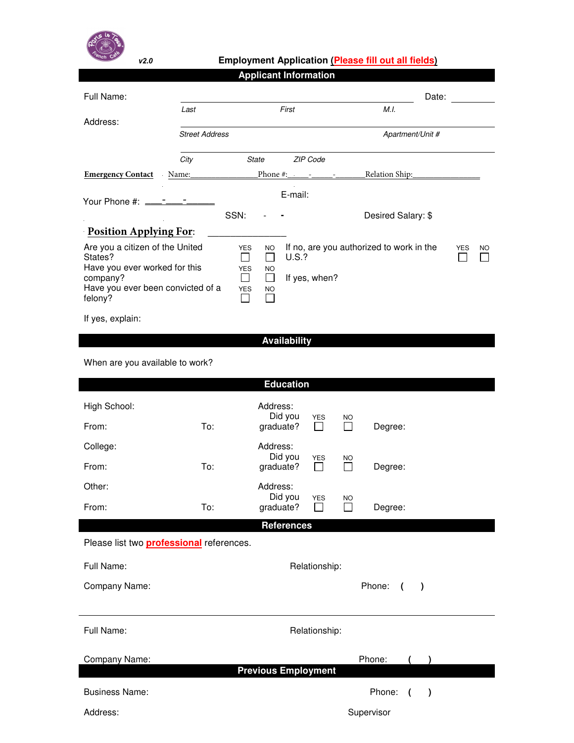v2.0

# Employment Application (Please fill out all fields)

## Applicant Information

Full Name: ______________________________ Date: ________

*Last* *First* *M.I.*

Address: ______________________________

*Street Address* *Apartment/Unit #*

______________________________

*City* *State* *ZIP Code*

**Emergency Contact** Name:_______________Phone #:____-_____-_______Relation Ship:_______________

Your Phone #: ____-____-______ E-mail:

SSN: - - Desired Salary: $

**Position Applying For**: _______________

| | YES | NO | | YES | NO |
|---|---|---|---|---|---|
| Are you a citizen of the United States? | ☐ | ☐ | If no, are you authorized to work in the U.S.? | ☐ | ☐ |
| Have you ever worked for this company? | ☐ | ☐ | If yes, when? | | |
| Have you ever been convicted of a felony? | ☐ | ☐ | | | |

If yes, explain:

## Availability

When are you available to work?

## Education

High School: Address:

From: To: Did you graduate? YES ☐ NO ☐ Degree:

College: Address:

From: To: Did you graduate? YES ☐ NO ☐ Degree:

Other: Address:

From: To: Did you graduate? YES ☐ NO ☐ Degree:

## References

Please list two **professional** references.

Full Name: Relationship:

Company Name: Phone: ( )

---

Full Name: Relationship:

Company Name: Phone: ( )

## Previous Employment

Business Name: Phone: ( )

Address: Supervisor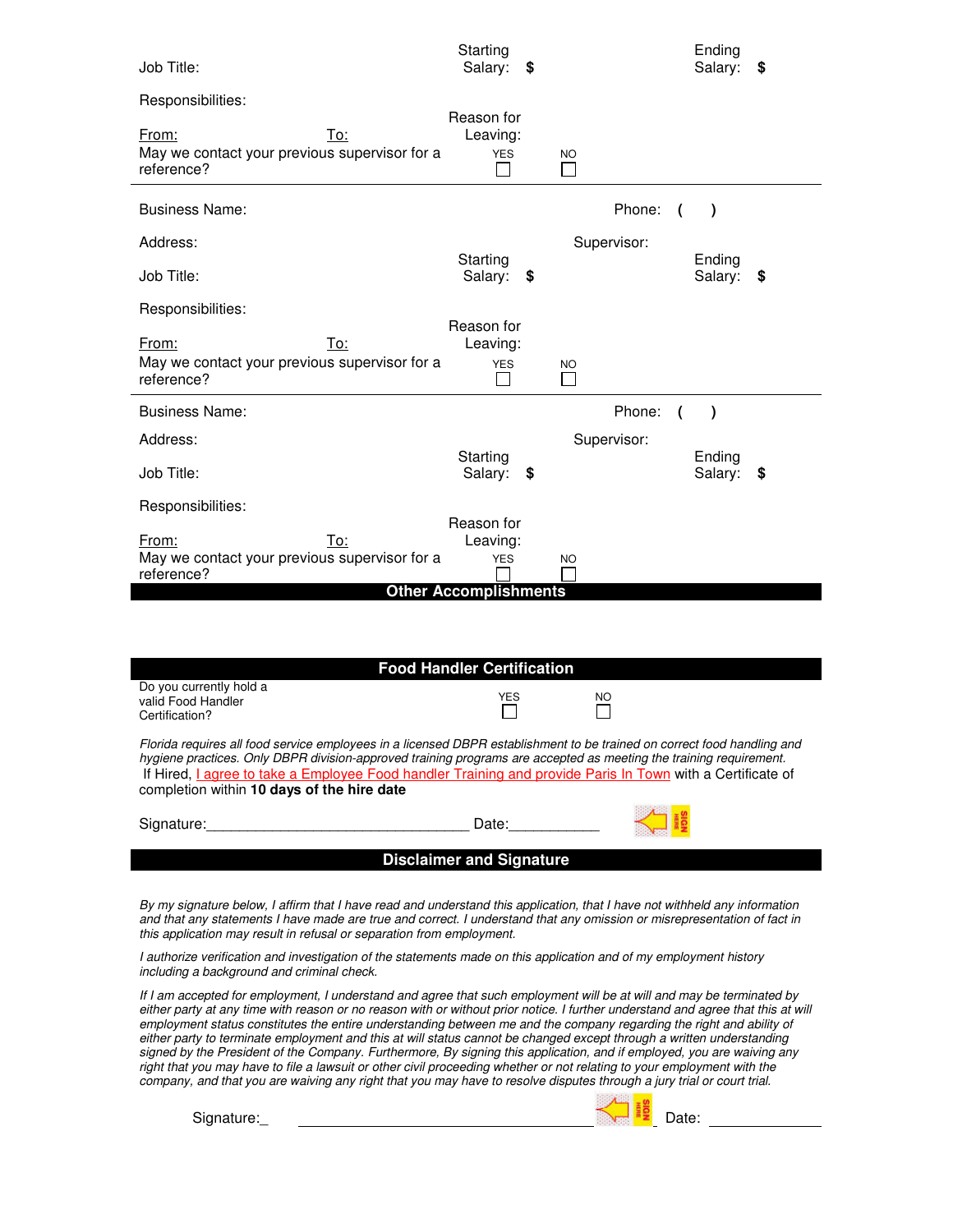Job Title: Starting Salary: $ Ending Salary: $

Responsibilities:

From: To: Reason for Leaving:

May we contact your previous supervisor for a reference? YES ☐ NO ☐

---

Business Name: Phone: ( )

Address: Supervisor:

Job Title: Starting Salary: $ Ending Salary: $

Responsibilities:

From: To: Reason for Leaving:

May we contact your previous supervisor for a reference? YES ☐ NO ☐

---

Business Name: Phone: ( )

Address: Supervisor:

Job Title: Starting Salary: $ Ending Salary: $

Responsibilities:

From: To: Reason for Leaving:

May we contact your previous supervisor for a reference? YES ☐ NO ☐

## Other Accomplishments

## Food Handler Certification

Do you currently hold a valid Food Handler Certification? YES ☐ NO ☐

*Florida requires all food service employees in a licensed DBPR establishment to be trained on correct food handling and hygiene practices. Only DBPR division-approved training programs are accepted as meeting the training requirement.*

If Hired, I agree to take a Employee Food handler Training and provide Paris In Town with a Certificate of completion within **10 days of the hire date**

Signature:\_\_\_\_\_\_\_\_\_\_\_\_\_\_\_\_\_\_\_\_\_\_\_\_\_\_\_\_\_\_\_\_\_ Date:\_\_\_\_\_\_\_\_\_\_\_ SIGN HERE

## Disclaimer and Signature

*By my signature below, I affirm that I have read and understand this application, that I have not withheld any information and that any statements I have made are true and correct. I understand that any omission or misrepresentation of fact in this application may result in refusal or separation from employment.*

*I authorize verification and investigation of the statements made on this application and of my employment history including a background and criminal check.*

*If I am accepted for employment, I understand and agree that such employment will be at will and may be terminated by either party at any time with reason or no reason with or without prior notice. I further understand and agree that this at will employment status constitutes the entire understanding between me and the company regarding the right and ability of either party to terminate employment and this at will status cannot be changed except through a written understanding signed by the President of the Company. Furthermore, By signing this application, and if employed, you are waiving any right that you may have to file a lawsuit or other civil proceeding whether or not relating to your employment with the company, and that you are waiving any right that you may have to resolve disputes through a jury trial or court trial.*

Signature:\_\_\_\_\_\_\_\_\_\_\_\_\_\_\_\_\_\_\_\_\_\_\_\_\_\_\_\_\_\_\_\_\_ SIGN HERE Date: \_\_\_\_\_\_\_\_\_\_\_